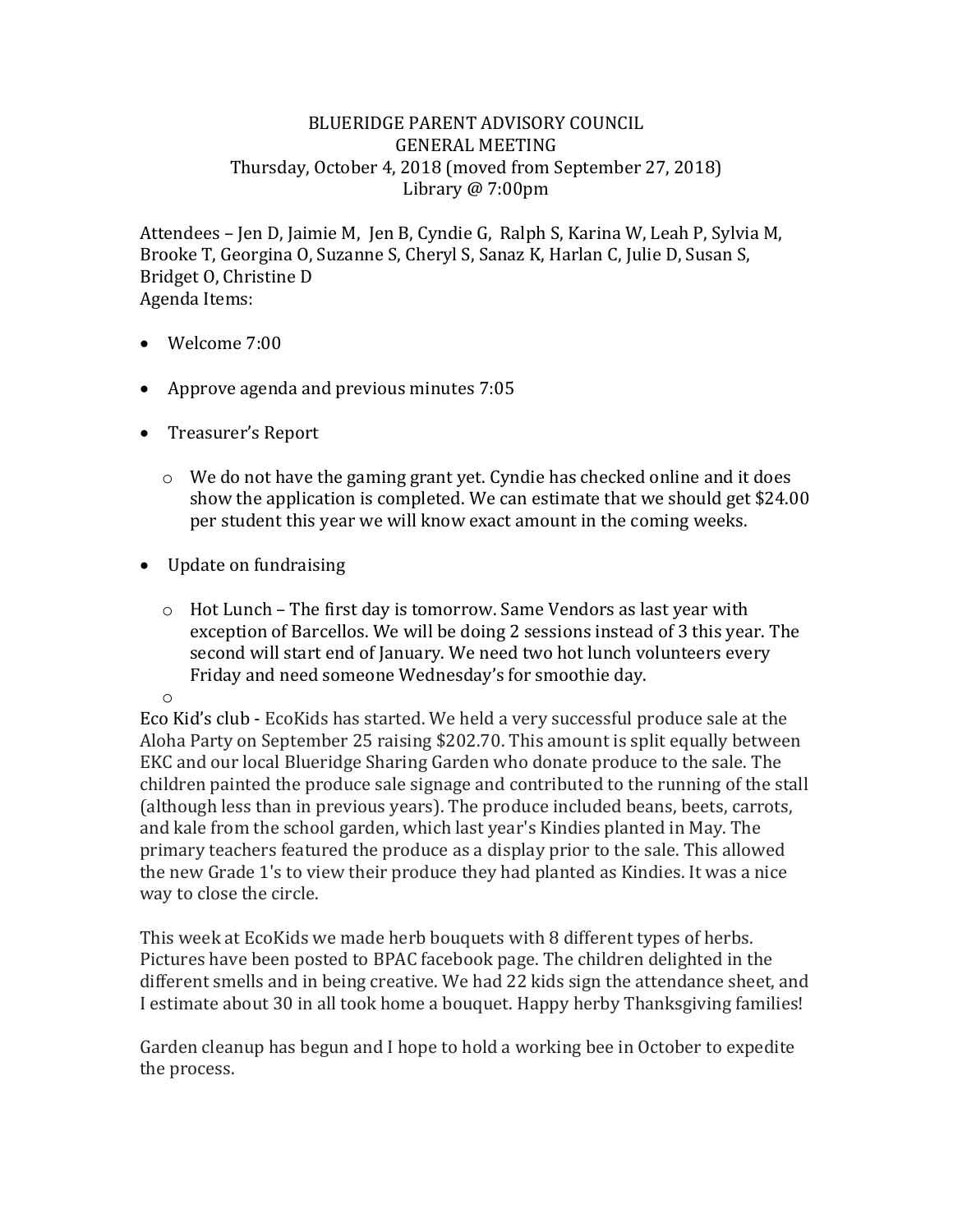BLUERIDGE PARENT ADVISORY COUNCIL
GENERAL MEETING
Thursday, October 4, 2018 (moved from September 27, 2018)
Library @ 7:00pm

Attendees – Jen D, Jaimie M, Jen B, Cyndie G, Ralph S, Karina W, Leah P, Sylvia M, Brooke T, Georgina O, Suzanne S, Cheryl S, Sanaz K, Harlan C, Julie D, Susan S, Bridget O, Christine D

Agenda Items:

- Welcome 7:00
- Approve agenda and previous minutes 7:05
- Treasurer's Report
  - We do not have the gaming grant yet. Cyndie has checked online and it does show the application is completed. We can estimate that we should get $24.00 per student this year we will know exact amount in the coming weeks.
- Update on fundraising
  - Hot Lunch – The first day is tomorrow. Same Vendors as last year with exception of Barcellos. We will be doing 2 sessions instead of 3 this year. The second will start end of January. We need two hot lunch volunteers every Friday and need someone Wednesday's for smoothie day.
  -

Eco Kid's club - EcoKids has started. We held a very successful produce sale at the Aloha Party on September 25 raising $202.70. This amount is split equally between EKC and our local Blueridge Sharing Garden who donate produce to the sale. The children painted the produce sale signage and contributed to the running of the stall (although less than in previous years). The produce included beans, beets, carrots, and kale from the school garden, which last year's Kindies planted in May. The primary teachers featured the produce as a display prior to the sale. This allowed the new Grade 1's to view their produce they had planted as Kindies. It was a nice way to close the circle.

This week at EcoKids we made herb bouquets with 8 different types of herbs. Pictures have been posted to BPAC facebook page. The children delighted in the different smells and in being creative. We had 22 kids sign the attendance sheet, and I estimate about 30 in all took home a bouquet. Happy herby Thanksgiving families!

Garden cleanup has begun and I hope to hold a working bee in October to expedite the process.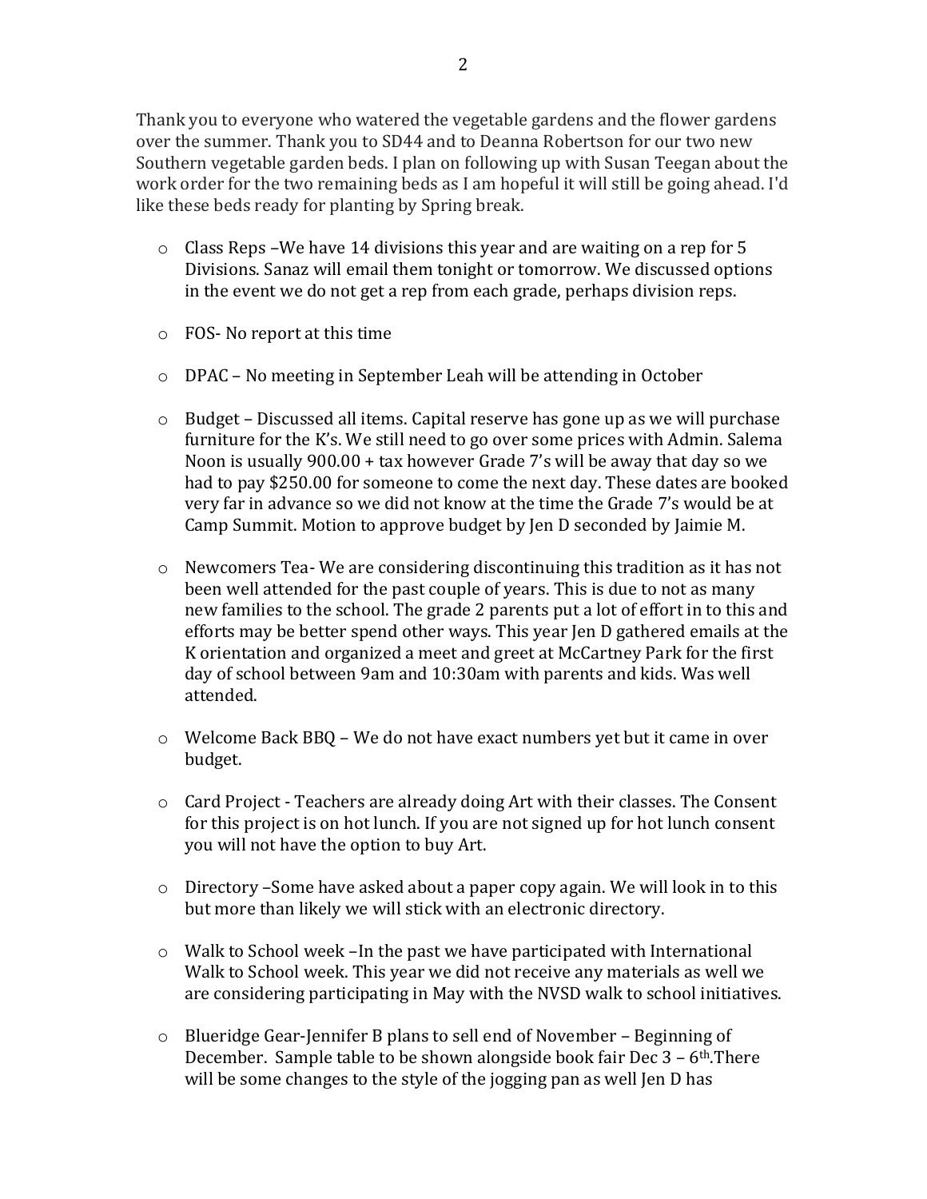Thank you to everyone who watered the vegetable gardens and the flower gardens over the summer. Thank you to SD44 and to Deanna Robertson for our two new Southern vegetable garden beds. I plan on following up with Susan Teegan about the work order for the two remaining beds as I am hopeful it will still be going ahead. I'd like these beds ready for planting by Spring break.

- Class Reps –We have 14 divisions this year and are waiting on a rep for 5 Divisions. Sanaz will email them tonight or tomorrow. We discussed options in the event we do not get a rep from each grade, perhaps division reps.

- FOS- No report at this time

- DPAC – No meeting in September Leah will be attending in October

- Budget – Discussed all items. Capital reserve has gone up as we will purchase furniture for the K's. We still need to go over some prices with Admin. Salema Noon is usually 900.00 + tax however Grade 7's will be away that day so we had to pay $250.00 for someone to come the next day. These dates are booked very far in advance so we did not know at the time the Grade 7's would be at Camp Summit. Motion to approve budget by Jen D seconded by Jaimie M.

- Newcomers Tea- We are considering discontinuing this tradition as it has not been well attended for the past couple of years. This is due to not as many new families to the school. The grade 2 parents put a lot of effort in to this and efforts may be better spend other ways. This year Jen D gathered emails at the K orientation and organized a meet and greet at McCartney Park for the first day of school between 9am and 10:30am with parents and kids. Was well attended.

- Welcome Back BBQ – We do not have exact numbers yet but it came in over budget.

- Card Project - Teachers are already doing Art with their classes. The Consent for this project is on hot lunch. If you are not signed up for hot lunch consent you will not have the option to buy Art.

- Directory –Some have asked about a paper copy again. We will look in to this but more than likely we will stick with an electronic directory.

- Walk to School week –In the past we have participated with International Walk to School week. This year we did not receive any materials as well we are considering participating in May with the NVSD walk to school initiatives.

- Blueridge Gear-Jennifer B plans to sell end of November – Beginning of December. Sample table to be shown alongside book fair Dec 3 – 6th.There will be some changes to the style of the jogging pan as well Jen D has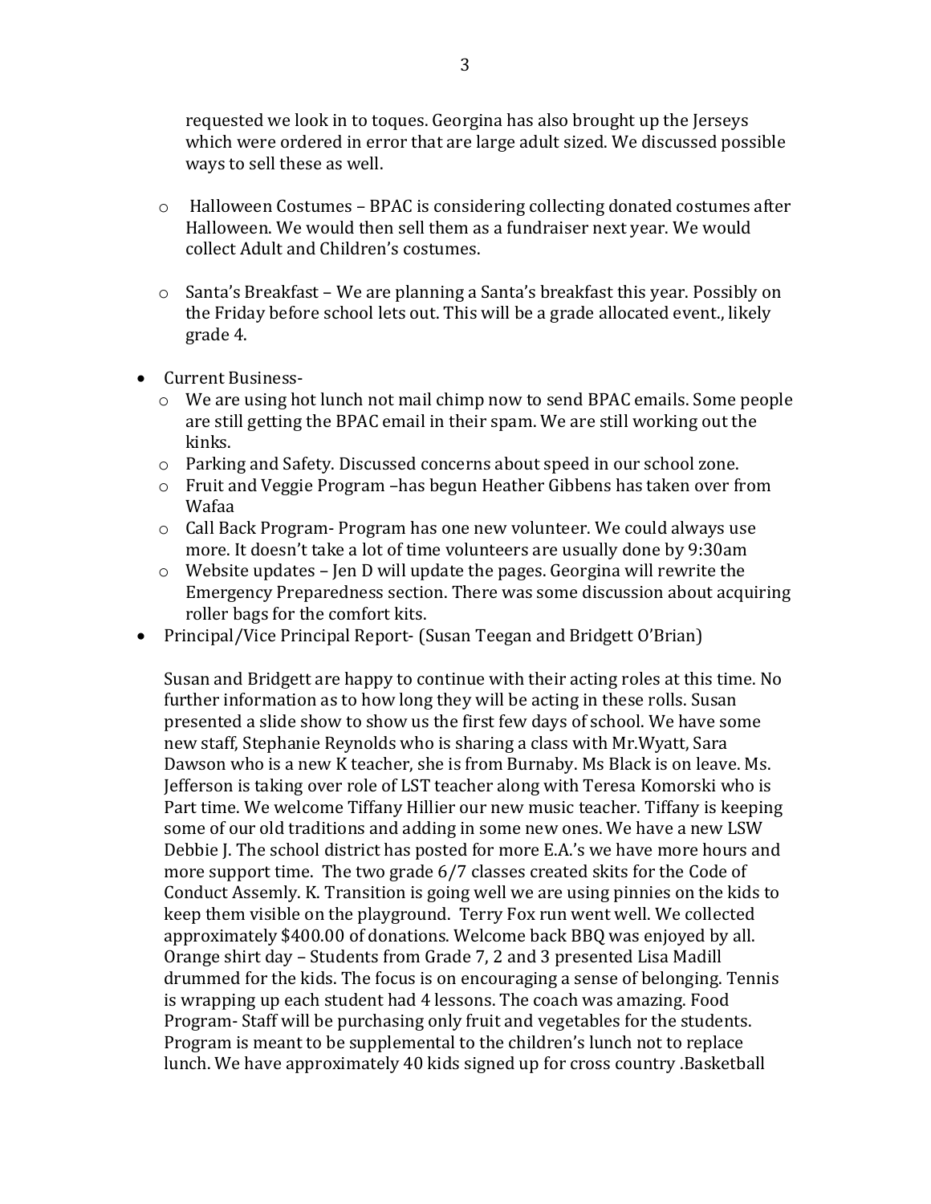requested we look in to toques. Georgina has also brought up the Jerseys which were ordered in error that are large adult sized. We discussed possible ways to sell these as well.

  - Halloween Costumes – BPAC is considering collecting donated costumes after Halloween. We would then sell them as a fundraiser next year. We would collect Adult and Children's costumes.

  - Santa's Breakfast – We are planning a Santa's breakfast this year. Possibly on the Friday before school lets out. This will be a grade allocated event., likely grade 4.

- Current Business-
  - We are using hot lunch not mail chimp now to send BPAC emails. Some people are still getting the BPAC email in their spam. We are still working out the kinks.
  - Parking and Safety. Discussed concerns about speed in our school zone.
  - Fruit and Veggie Program –has begun Heather Gibbens has taken over from Wafaa
  - Call Back Program- Program has one new volunteer. We could always use more. It doesn't take a lot of time volunteers are usually done by 9:30am
  - Website updates – Jen D will update the pages. Georgina will rewrite the Emergency Preparedness section. There was some discussion about acquiring roller bags for the comfort kits.
- Principal/Vice Principal Report- (Susan Teegan and Bridgett O'Brian)

  Susan and Bridgett are happy to continue with their acting roles at this time. No further information as to how long they will be acting in these rolls. Susan presented a slide show to show us the first few days of school. We have some new staff, Stephanie Reynolds who is sharing a class with Mr.Wyatt, Sara Dawson who is a new K teacher, she is from Burnaby. Ms Black is on leave. Ms. Jefferson is taking over role of LST teacher along with Teresa Komorski who is Part time. We welcome Tiffany Hillier our new music teacher. Tiffany is keeping some of our old traditions and adding in some new ones. We have a new LSW Debbie J. The school district has posted for more E.A.'s we have more hours and more support time. The two grade 6/7 classes created skits for the Code of Conduct Assemly. K. Transition is going well we are using pinnies on the kids to keep them visible on the playground. Terry Fox run went well. We collected approximately $400.00 of donations. Welcome back BBQ was enjoyed by all. Orange shirt day – Students from Grade 7, 2 and 3 presented Lisa Madill drummed for the kids. The focus is on encouraging a sense of belonging. Tennis is wrapping up each student had 4 lessons. The coach was amazing. Food Program- Staff will be purchasing only fruit and vegetables for the students. Program is meant to be supplemental to the children's lunch not to replace lunch. We have approximately 40 kids signed up for cross country .Basketball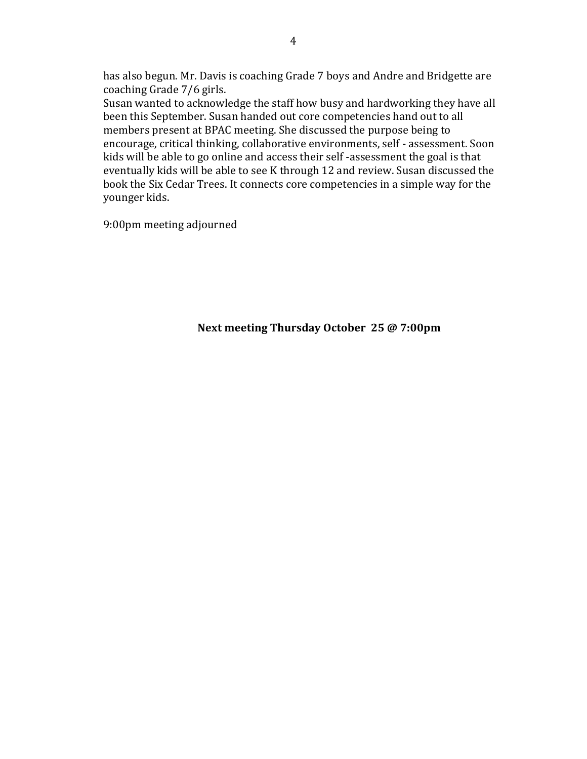has also begun. Mr. Davis is coaching Grade 7 boys and Andre and Bridgette are coaching Grade 7/6 girls.
Susan wanted to acknowledge the staff how busy and hardworking they have all been this September. Susan handed out core competencies hand out to all members present at BPAC meeting. She discussed the purpose being to encourage, critical thinking, collaborative environments, self - assessment. Soon kids will be able to go online and access their self -assessment the goal is that eventually kids will be able to see K through 12 and review. Susan discussed the book the Six Cedar Trees. It connects core competencies in a simple way for the younger kids.

9:00pm meeting adjourned

**Next meeting Thursday October 25 @ 7:00pm**